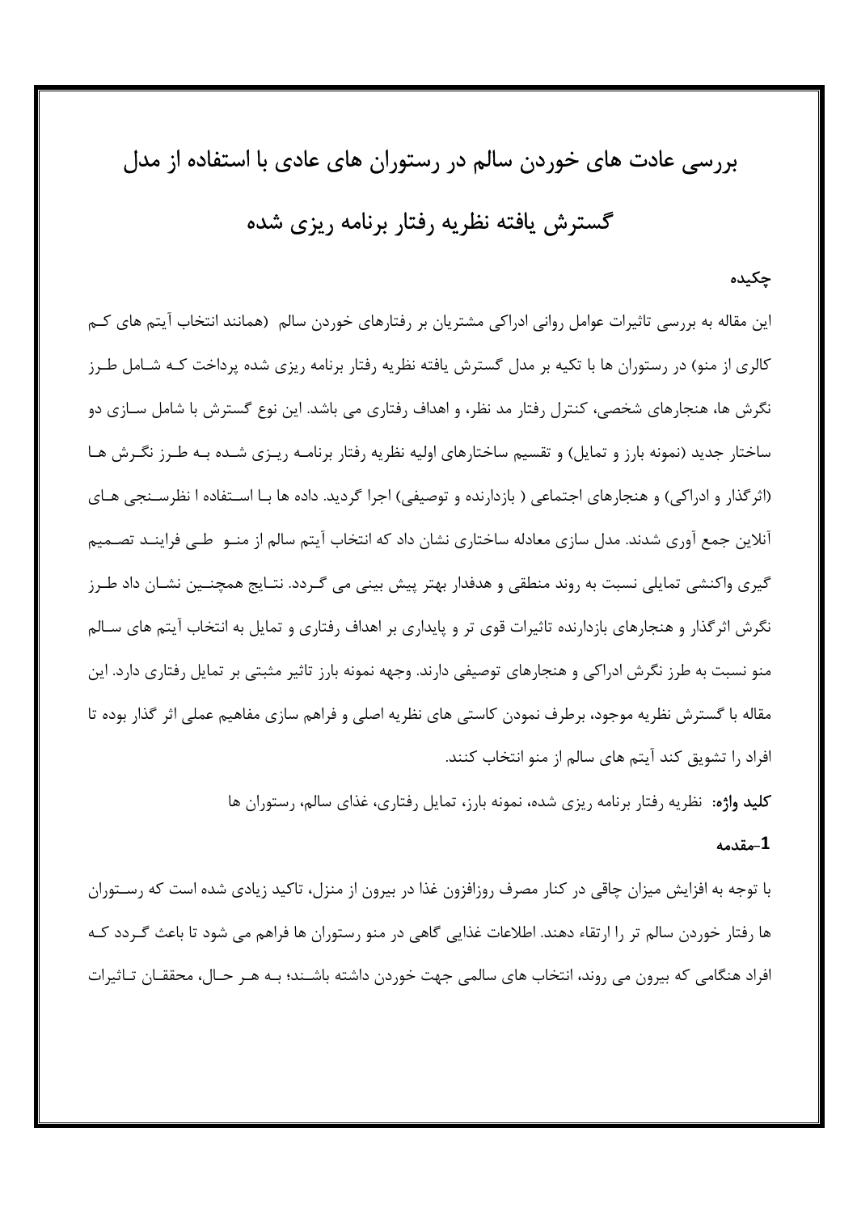# بررسی عادت های خوردن سالم در رستوران های عادی با استفاده از مدل گسترش یافته نظریه رفتار برنامه ریزی شده

## چکیده

این مقاله به بررسی تاثیرات عوامل روانی ادراکی مشتریان بر رفتارهای خوردن سالم (همانند انتخاب آیتم های کم کالری از منو) در رستوران ها با تکیه بر مدل گسترش یافته نظریه رفتار برنامه ریزی شده پرداخت که شامل طرز نگرش ها، هنجارهای شخصی، کنترل رفتار مد نظر، و اهداف رفتاری می باشد. این نوع گسترش با شامل سازی دو ساختار جدید (نمونه بارز و تمایل) و تقسیم ساختارهای اولیه نظریه رفتار برنامه ریزی شده به طرز نگرش ها (اثرگذار و ادراکی) و هنجارهای اجتماعی ( بازدارنده و توصیفی) اجرا گردید. داده ها با استفاده ا نظرسنجی های آنلاین جمع آوری شدند. مدل سازی معادله ساختاری نشان داد که انتخاب آیتم سالم از منو طی فرایند تصمیم گیری واکنشی تمایلی نسبت به روند منطقی و هدفدار بهتر پیش بینی می گردد. نتایج همچنین نشان داد طرز نگرش اثرگذار و هنجارهای بازدارنده تاثیرات قوی تر و پایداری بر اهداف رفتاری و تمایل به انتخاب آیتم های سالم منو نسبت به طرز نگرش ادراکی و هنجارهای توصیفی دارند. وجهه نمونه بارز تاثیر مثبتی بر تمایل رفتاری دارد. این مقاله با گسترش نظریه موجود، برطرف نمودن کاستی های نظریه اصلی و فراهم سازی مفاهیم عملی اثر گذار بوده تا افراد را تشویق کند آیتم های سالم از منو انتخاب کنند.

**کلید واژه:** نظریه رفتار برنامه ریزی شده، نمونه بارز، تمایل رفتاری، غذای سالم، رستوران ها

## 1-مقدمه

با توجه به افزایش میزان چاقی در کنار مصرف روزافزون غذا در بیرون از منزل، تاکید زیادی شده است که رستوران ها رفتار خوردن سالم تر را ارتقاء دهند. اطلاعات غذایی گاهی در منو رستوران ها فراهم می شود تا باعث گردد که افراد هنگامی که بیرون می روند، انتخاب های سالمی جهت خوردن داشته باشند؛ به هر حال، محققان تاثیرات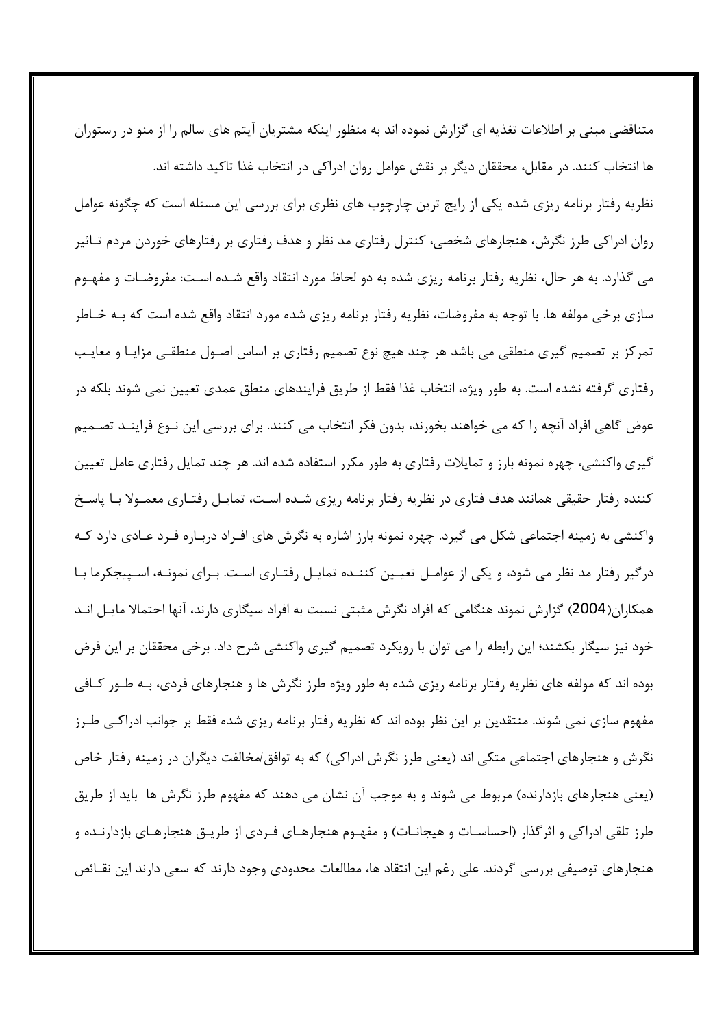متناقضی مبنی بر اطلاعات تغذیه ای گزارش نموده اند به منظور اینکه مشتریان آیتم های سالم را از منو در رستوران ها انتخاب کنند. در مقابل، محققان دیگر بر نقش عوامل روان ادراکی در انتخاب غذا تاکید داشته اند.

نظریه رفتار برنامه ریزی شده یکی از رایج ترین چارچوب های نظری برای بررسی این مسئله است که چگونه عوامل روان ادراکی طرز نگرش، هنجارهای شخصی، کنترل رفتاری مد نظر و هدف رفتاری بر رفتارهای خوردن مردم تاثیر می گذارد. به هر حال، نظریه رفتار برنامه ریزی شده به دو لحاظ مورد انتقاد واقع شده است: مفروضات و مفهوم سازی برخی مولفه ها. با توجه به مفروضات، نظریه رفتار برنامه ریزی شده مورد انتقاد واقع شده است که به خاطر تمرکز بر تصمیم گیری منطقی می باشد هر چند هیچ نوع تصمیم رفتاری بر اساس اصول منطقی مزایا و معایب رفتاری گرفته نشده است. به طور ویژه، انتخاب غذا فقط از طریق فرایندهای منطق عمدی تعیین نمی شوند بلکه در عوض گاهی افراد آنچه را که می خواهند بخورند، بدون فکر انتخاب می کنند. برای بررسی این نوع فرایند تصمیم گیری واکنشی، چهره نمونه بارز و تمایلات رفتاری به طور مکرر استفاده شده اند. هر چند تمایل رفتاری عامل تعیین کننده رفتار حقیقی همانند هدف فتاری در نظریه رفتار برنامه ریزی شده است، تمایل رفتاری معمولا با پاسخ واکنشی به زمینه اجتماعی شکل می گیرد. چهره نمونه بارز اشاره به نگرش های افراد درباره فرد عادی دارد که درگیر رفتار مد نظر می شود، و یکی از عوامل تعیین کننده تمایل رفتاری است. برای نمونه، اسپیجکرما با همکاران(2004) گزارش نموند هنگامی که افراد نگرش مثبتی نسبت به افراد سیگاری دارند، آنها احتمالا مایل اند خود نیز سیگار بکشند؛ این رابطه را می توان با رویکرد تصمیم گیری واکنشی شرح داد. برخی محققان بر این فرض بوده اند که مولفه های نظریه رفتار برنامه ریزی شده به طور ویژه طرز نگرش ها و هنجارهای فردی، به طور کافی مفهوم سازی نمی شوند. منتقدین بر این نظر بوده اند که نظریه رفتار برنامه ریزی شده فقط بر جوانب ادراکی طرز نگرش و هنجارهای اجتماعی متکی اند (یعنی طرز نگرش ادراکی) که به توافق/مخالفت دیگران در زمینه رفتار خاص (یعنی هنجارهای بازدارنده) مربوط می شوند و به موجب آن نشان می دهند که مفهوم طرز نگرش ها باید از طریق طرز تلقی ادراکی و اثرگذار (احساسات و هیجانات) و مفهوم هنجارهای فردی از طریق هنجارهای بازدارنده و هنجارهای توصیفی بررسی گردند. علی رغم این انتقاد ها، مطالعات محدودی وجود دارند که سعی دارند این نقائص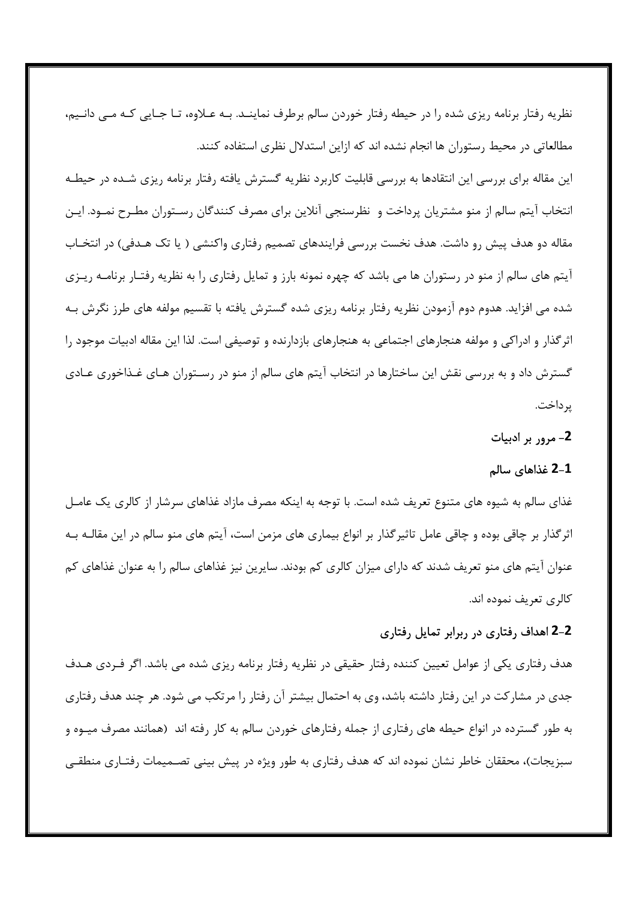نظریه رفتار برنامه ریزی شده را در حیطه رفتار خوردن سالم برطرف نمایند. به علاوه، تا جایی که می دانیم، مطالعاتی در محیط رستوران ها انجام نشده اند که ازاین استدلال نظری استفاده کنند.

این مقاله برای بررسی این انتقادها به بررسی قابلیت کاربرد نظریه گسترش یافته رفتار برنامه ریزی شده در حیطه انتخاب آیتم سالم از منو مشتریان پرداخت و نظرسنجی آنلاین برای مصرف کنندگان رستوران مطرح نمود. این مقاله دو هدف پیش رو داشت. هدف نخست بررسی فرایندهای تصمیم رفتاری واکنشی ( یا تک هدفی) در انتخاب آیتم های سالم از منو در رستوران ها می باشد که چهره نمونه بارز و تمایل رفتاری را به نظریه رفتار برنامه ریزی شده می افزاید. هدوم دوم آزمودن نظریه رفتار برنامه ریزی شده گسترش یافته با تقسیم مولفه های طرز نگرش به اثرگذار و ادراکی و مولفه هنجارهای اجتماعی به هنجارهای بازدارنده و توصیفی است. لذا این مقاله ادبیات موجود را گسترش داد و به بررسی نقش این ساختارها در انتخاب آیتم های سالم از منو در رستوران های غذاخوری عادی پرداخت.

## 2- مرور بر ادبیات

### 2-1 غذاهای سالم

غذای سالم به شیوه های متنوع تعریف شده است. با توجه به اینکه مصرف مازاد غذاهای سرشار از کالری یک عامل اثرگذار بر چاقی بوده و چاقی عامل تاثیرگذار بر انواع بیماری های مزمن است، آیتم های منو سالم در این مقاله به عنوان آیتم های منو تعریف شدند که دارای میزان کالری کم بودند. سایرین نیز غذاهای سالم را به عنوان غذاهای کم کالری تعریف نموده اند.

### 2-2 اهداف رفتاری در ربرابر تمایل رفتاری

هدف رفتاری یکی از عوامل تعیین کننده رفتار حقیقی در نظریه رفتار برنامه ریزی شده می باشد. اگر فردی هدف جدی در مشارکت در این رفتار داشته باشد، وی به احتمال بیشتر آن رفتار را مرتکب می شود. هر چند هدف رفتاری به طور گسترده در انواع حیطه های رفتاری از جمله رفتارهای خوردن سالم به کار رفته اند (همانند مصرف میوه و سبزیجات)، محققان خاطر نشان نموده اند که هدف رفتاری به طور ویژه در پیش بینی تصمیمات رفتاری منطقی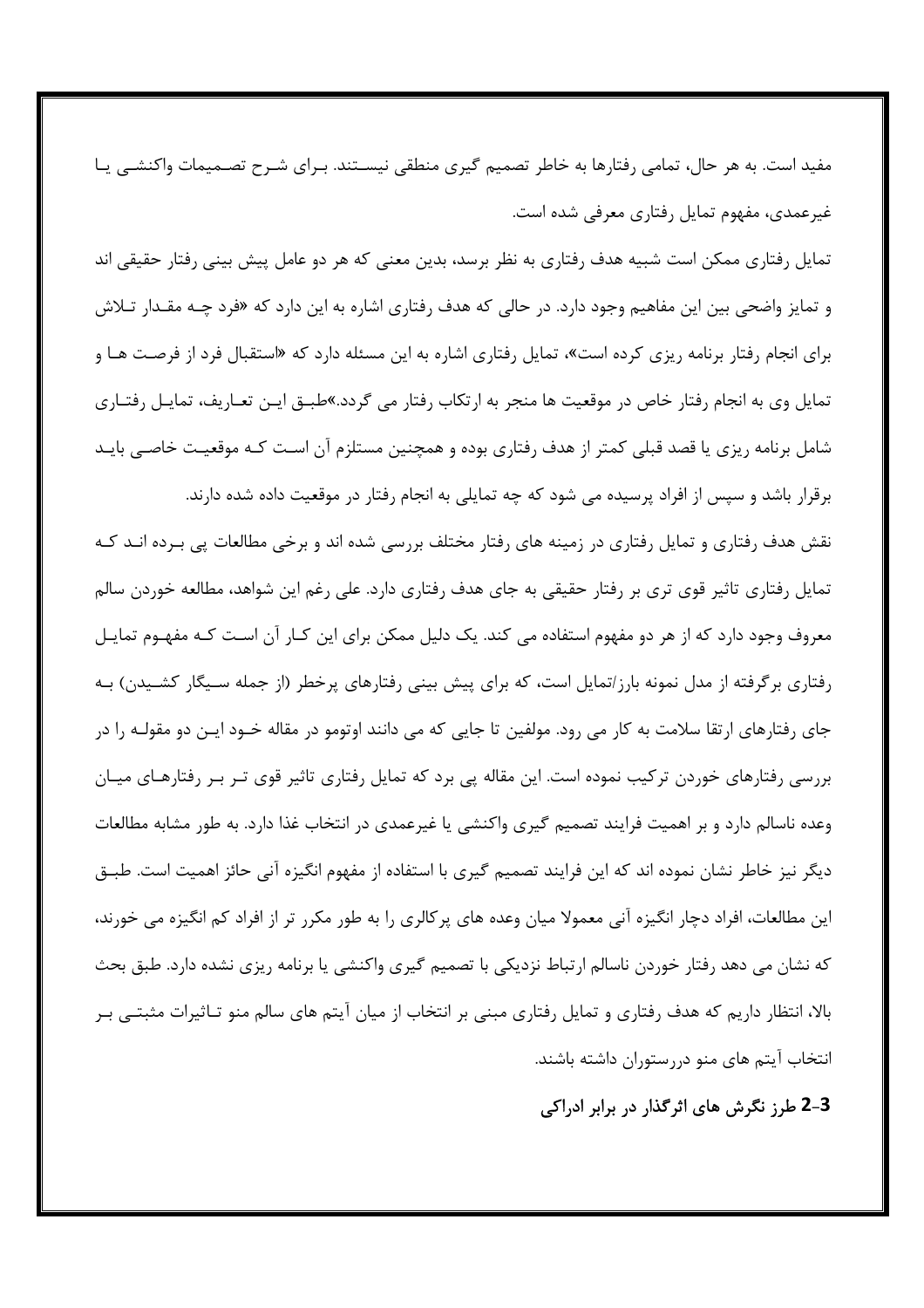مفید است. به هر حال، تمامی رفتارها به خاطر تصمیم گیری منطقی نیستند. برای شرح تصمیمات واکنشی یا غیرعمدی، مفهوم تمایل رفتاری معرفی شده است.

تمایل رفتاری ممکن است شبیه هدف رفتاری به نظر برسد، بدین معنی که هر دو عامل پیش بینی رفتار حقیقی اند و تمایز واضحی بین این مفاهیم وجود دارد. در حالی که هدف رفتاری اشاره به این دارد که «فرد چه مقدار تلاش برای انجام رفتار برنامه ریزی کرده است»، تمایل رفتاری اشاره به این مسئله دارد که «استقبال فرد از فرصت ها و تمایل وی به انجام رفتار خاص در موقعیت ها منجر به ارتکاب رفتار می گردد.»طبق این تعاریف، تمایل رفتاری شامل برنامه ریزی یا قصد قبلی کمتر از هدف رفتاری بوده و همچنین مستلزم آن است که موقعیت خاصی باید برقرار باشد و سپس از افراد پرسیده می شود که چه تمایلی به انجام رفتار در موقعیت داده شده دارند.

نقش هدف رفتاری و تمایل رفتاری در زمینه های رفتار مختلف بررسی شده اند و برخی مطالعات پی برده اند که تمایل رفتاری تاثیر قوی تری بر رفتار حقیقی به جای هدف رفتاری دارد. علی رغم این شواهد، مطالعه خوردن سالم معروف وجود دارد که از هر دو مفهوم استفاده می کند. یک دلیل ممکن برای این کار آن است که مفهوم تمایل رفتاری برگرفته از مدل نمونه بارز/تمایل است، که برای پیش بینی رفتارهای پرخطر (از جمله سیگار کشیدن) به جای رفتارهای ارتقا سلامت به کار می رود. مولفین تا جایی که می دانند اوتومو در مقاله خود این دو مقوله را در بررسی رفتارهای خوردن ترکیب نموده است. این مقاله پی برد که تمایل رفتاری تاثیر قوی تر بر رفتارهای میان وعده ناسالم دارد و بر اهمیت فرایند تصمیم گیری واکنشی یا غیرعمدی در انتخاب غذا دارد. به طور مشابه مطالعات دیگر نیز خاطر نشان نموده اند که این فرایند تصمیم گیری با استفاده از مفهوم انگیزه آنی حائز اهمیت است. طبق این مطالعات، افراد دچار انگیزه آنی معمولا میان وعده های پرکالری را به طور مکرر تر از افراد کم انگیزه می خورند، که نشان می دهد رفتار خوردن ناسالم ارتباط نزدیکی با تصمیم گیری واکنشی یا برنامه ریزی نشده دارد. طبق بحث بالا، انتظار داریم که هدف رفتاری و تمایل رفتاری مبنی بر انتخاب از میان آیتم های سالم منو تاثیرات مثبتی بر انتخاب آیتم های منو دررستوران داشته باشند.

### 2-3 طرز نگرش های اثرگذار در برابر ادراکی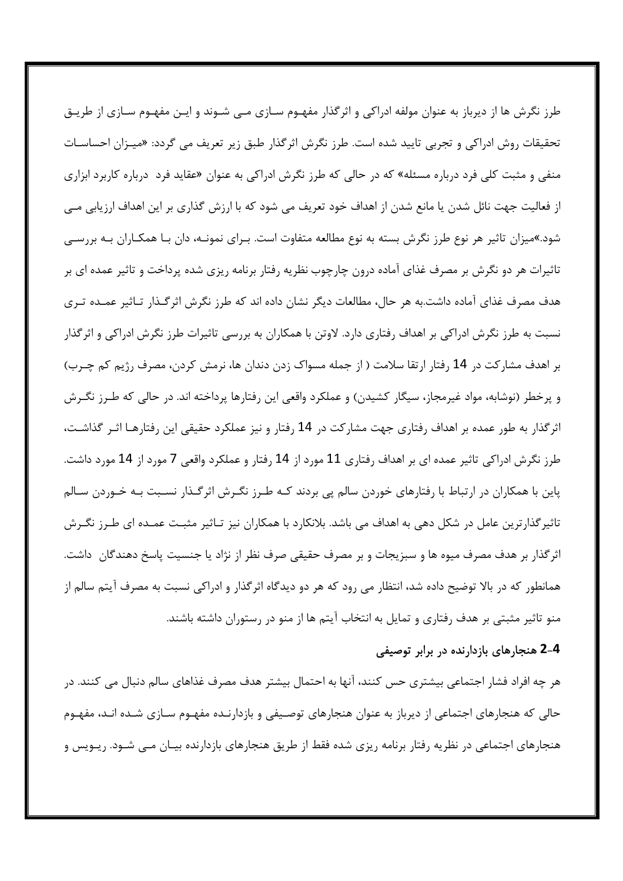طرز نگرش ها از دیرباز به عنوان مولفه ادراکی و اثرگذار مفهوم سازی می شوند و این مفهوم سازی از طریق تحقیقات روش ادراکی و تجربی تایید شده است. طرز نگرش اثرگذار طبق زیر تعریف می گردد: «میزان احساسات منفی و مثبت کلی فرد درباره مسئله» که در حالی که طرز نگرش ادراکی به عنوان «عقاید فرد درباره کاربرد ابزاری از فعالیت جهت نائل شدن یا مانع شدن از اهداف خود تعریف می شود که با ارزش گذاری بر این اهداف ارزیابی می شود.»میزان تاثیر هر نوع طرز نگرش بسته به نوع مطالعه متفاوت است. برای نمونه، دان با همکاران به بررسی تاثیرات هر دو نگرش بر مصرف غذای آماده درون چارچوب نظریه رفتار برنامه ریزی شده پرداخت و تاثیر عمده ای بر هدف مصرف غذای آماده داشت.به هر حال، مطالعات دیگر نشان داده اند که طرز نگرش اثرگذار تاثیر عمده تری نسبت به طرز نگرش ادراکی بر اهداف رفتاری دارد. لاوتن با همکاران به بررسی تاثیرات طرز نگرش ادراکی و اثرگذار بر اهدف مشارکت در 14 رفتار ارتقا سلامت ( از جمله مسواک زدن دندان ها، نرمش کردن، مصرف رژیم کم چرب) و پرخطر (نوشابه، مواد غیرمجاز، سیگار کشیدن) و عملکرد واقعی این رفتارها پرداخته اند. در حالی که طرز نگرش اثرگذار به طور عمده بر اهداف رفتاری جهت مشارکت در 14 رفتار و نیز عملکرد حقیقی این رفتارها اثر گذاشت، طرز نگرش ادراکی تاثیر عمده ای بر اهداف رفتاری 11 مورد از 14 رفتار و عملکرد واقعی 7 مورد از 14 مورد داشت. پاین با همکاران در ارتباط با رفتارهای خوردن سالم پی بردند که طرز نگرش اثرگذار نسبت به خوردن سالم تاثیرگذارترین عامل در شکل دهی به اهداف می باشد. بلانکارد با همکاران نیز تاثیر مثبت عمده ای طرز نگرش اثرگذار بر هدف مصرف میوه ها و سبزیجات و بر مصرف حقیقی صرف نظر از نژاد یا جنسیت پاسخ دهندگان داشت. همانطور که در بالا توضیح داده شد، انتظار می رود که هر دو دیدگاه اثرگذار و ادراکی نسبت به مصرف آیتم سالم از منو تاثیر مثبتی بر هدف رفتاری و تمایل به انتخاب آیتم ها از منو در رستوران داشته باشند.

### 2-4 هنجارهای بازدارنده در برابر توصیفی

هر چه افراد فشار اجتماعی بیشتری حس کنند، آنها به احتمال بیشتر هدف مصرف غذاهای سالم دنبال می کنند. در حالی که هنجارهای اجتماعی از دیرباز به عنوان هنجارهای توصیفی و بازدارنده مفهوم سازی شده اند، مفهوم هنجارهای اجتماعی در نظریه رفتار برنامه ریزی شده فقط از طریق هنجارهای بازدارنده بیان می شود. ریویس و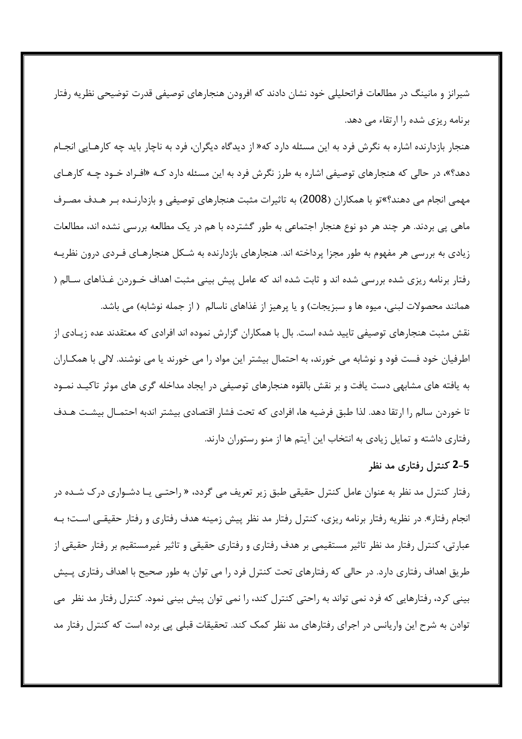شیرانز و مانینگ در مطالعات فراتحلیلی خود نشان دادند که افرودن هنجارهای توصیفی قدرت توضیحی نظریه رفتار برنامه ریزی شده را ارتقاء می دهد.

هنجار بازدارنده اشاره به نگرش فرد به این مسئله دارد که« از دیدگاه دیگران، فرد به ناچار باید چه کارهـایی انجـام دهد؟»، در حالی که هنجارهای توصیفی اشاره به طرز نگرش فرد به این مسئله دارد کـه «افـراد خـود چـه کارهـای مهمی انجام می دهند؟»تو با همکاران (2008) به تاثیرات مثبت هنجارهای توصیفی و بازدارنـده بـر هـدف مصـرف ماهی پی بردند. هر چند هر دو نوع هنجار اجتماعی به طور گسترده با هم در یک مطالعه بررسی نشده اند، مطالعات زیادی به بررسی هر مفهوم به طور مجزا پرداخته اند. هنجارهای بازدارنده به شـکل هنجارهـای فـردی درون نظریـه رفتار برنامه ریزی شده بررسی شده اند و ثابت شده اند که عامل پیش بینی مثبت اهداف خـوردن غـذاهای سـالم ( همانند محصولات لبنی، میوه ها و سبزیجات) و یا پرهیز از غذاهای ناسالم ( از جمله نوشابه) می باشد.

نقش مثبت هنجارهای توصیفی تایید شده است. بال با همکاران گزارش نموده اند افرادی که معتقدند عده زیـادی از اطرفیان خود فست فود و نوشابه می خورند، به احتمال بیشتر این مواد را می خورند یا می نوشند. لالی با همکـاران به یافته های مشابهی دست یافت و بر نقش بالقوه هنجارهای توصیفی در ایجاد مداخله گری های موثر تاکیـد نمـود تا خوردن سالم را ارتقا دهد. لذا طبق فرضیه ها، افرادی که تحت فشار اقتصادی بیشتر اندبه احتمـال بیشـت هـدف رفتاری داشته و تمایل زیادی به انتخاب این آیتم ها از منو رستوران دارند.

### 2-5 کنترل رفتاری مد نظر

رفتار کنترل مد نظر به عنوان عامل کنترل حقیقی طبق زیر تعریف می گردد، « راحتـی یـا دشـواری درک شـده در انجام رفتار». در نظریه رفتار برنامه ریزی، کنترل رفتار مد نظر پیش زمینه هدف رفتاری و رفتار حقیقـی اسـت؛ بـه عبارتی، کنترل رفتار مد نظر تاثیر مستقیمی بر هدف رفتاری و رفتاری حقیقی و تاثیر غیرمستقیم بر رفتار حقیقی از طریق اهداف رفتاری دارد. در حالی که رفتارهای تحت کنترل فرد را می توان به طور صحیح با اهداف رفتاری پـیش بینی کرد، رفتارهایی که فرد نمی تواند به راحتی کنترل کند، را نمی توان پیش بینی نمود. کنترل رفتار مد نظر می توادن به شرح این واریانس در اجرای رفتارهای مد نظر کمک کند. تحقیقات قبلی پی برده است که کنترل رفتار مد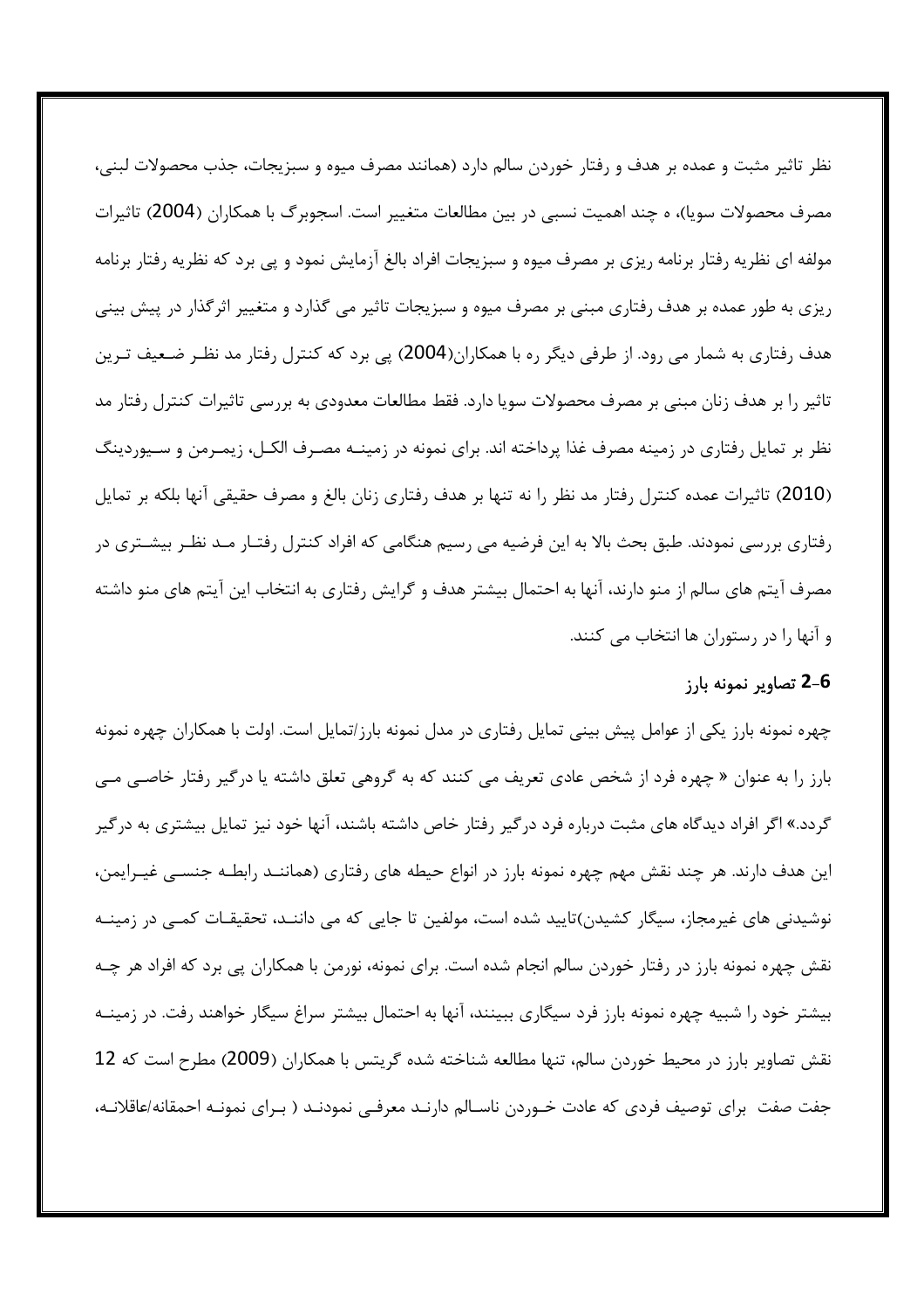نظر تاثیر مثبت و عمده بر هدف و رفتار خوردن سالم دارد (همانند مصرف میوه و سبزیجات، جذب محصولات لبنی، مصرف محصولات سویا)، ه چند اهمیت نسبی در بین مطالعات متغییر است. اسجوبرگ با همکاران (2004) تاثیرات مولفه ای نظریه رفتار برنامه ریزی بر مصرف میوه و سبزیجات افراد بالغ آزمایش نمود و پی برد که نظریه رفتار برنامه ریزی به طور عمده بر هدف رفتاری مبنی بر مصرف میوه و سبزیجات تاثیر می گذارد و متغییر اثرگذار در پیش بینی هدف رفتاری به شمار می رود. از طرفی دیگر ره با همکاران(2004) پی برد که کنترل رفتار مد نظر ضعیف ترین تاثیر را بر هدف زنان مبنی بر مصرف محصولات سویا دارد. فقط مطالعات معدودی به بررسی تاثیرات کنترل رفتار مد نظر بر تمایل رفتاری در زمینه مصرف غذا پرداخته اند. برای نمونه در زمینـه مصـرف الکـل، زیمـرمن و سـیوردینگ (2010) تاثیرات عمده کنترل رفتار مد نظر را نه تنها بر هدف رفتاری زنان بالغ و مصرف حقیقی آنها بلکه بر تمایل رفتاری بررسی نمودند. طبق بحث بالا به این فرضیه می رسیم هنگامی که افراد کنترل رفتـار مـد نظـر بیشـتری در مصرف آیتم های سالم از منو دارند، آنها به احتمال بیشتر هدف و گرایش رفتاری به انتخاب این آیتم های منو داشته و آنها را در رستوران ها انتخاب می کنند.

### 2-6 تصاویر نمونه بارز

چهره نمونه بارز یکی از عوامل پیش بینی تمایل رفتاری در مدل نمونه بارز/تمایل است. اولت با همکاران چهره نمونه بارز را به عنوان « چهره فرد از شخص عادی تعریف می کنند که به گروهی تعلق داشته یا درگیر رفتار خاصـی مـی گردد.» اگر افراد دیدگاه های مثبت درباره فرد درگیر رفتار خاص داشته باشند، آنها خود نیز تمایل بیشتری به درگیر این هدف دارند. هر چند نقش مهم چهره نمونه بارز در انواع حیطه های رفتاری (همانند رابطـه جنسـی غیـرایمن، نوشیدنی های غیرمجاز، سیگار کشیدن)تایید شده است، مولفین تا جایی که می داننـد، تحقیقـات کمـی در زمینـه نقش چهره نمونه بارز در رفتار خوردن سالم انجام شده است. برای نمونه، نورمن با همکاران پی برد که افراد هر چـه بیشتر خود را شبیه چهره نمونه بارز فرد سیگاری ببینند، آنها به احتمال بیشتر سراغ سیگار خواهند رفت. در زمینـه نقش تصاویر بارز در محیط خوردن سالم، تنها مطالعه شناخته شده گریتس با همکاران (2009) مطرح است که 12 جفت صفت برای توصیف فردی که عادت خـوردن ناسـالم دارنـد معرفـی نمودنـد ( بـرای نمونـه احمقانه/عاقلانـه،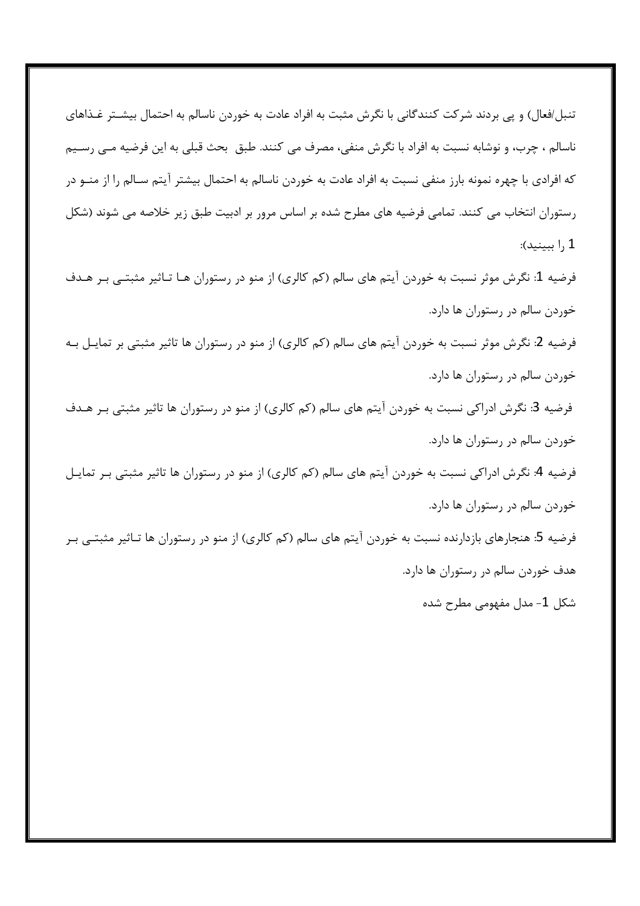تنبل/فعال) و پی بردند شرکت کنندگانی با نگرش مثبت به افراد عادت به خوردن ناسالم به احتمال بیشتر غذاهای ناسالم ، چرب، و نوشابه نسبت به افراد با نگرش منفی، مصرف می کنند. طبق  بحث قبلی به این فرضیه می رسیم که افرادی با چهره نمونه بارز منفی نسبت به افراد عادت به خوردن ناسالم به احتمال بیشتر آیتم سالم را از منو در رستوران انتخاب می کنند. تمامی فرضیه های مطرح شده بر اساس مرور بر ادبیت طبق زیر خلاصه می شوند (شکل 1 را ببینید):

فرضیه 1: نگرش موثر نسبت به خوردن آیتم های سالم (کم کالری) از منو در رستوران ها تاثیر مثبتی بر هدف خوردن سالم در رستوران ها دارد.

فرضیه 2: نگرش موثر نسبت به خوردن آیتم های سالم (کم کالری) از منو در رستوران ها تاثیر مثبتی بر تمایل به خوردن سالم در رستوران ها دارد.

فرضیه 3: نگرش ادراکی نسبت به خوردن آیتم های سالم (کم کالری) از منو در رستوران ها تاثیر مثبتی بر هدف خوردن سالم در رستوران ها دارد.

فرضیه 4: نگرش ادراکی نسبت به خوردن آیتم های سالم (کم کالری) از منو در رستوران ها تاثیر مثبتی بر تمایل خوردن سالم در رستوران ها دارد.

فرضیه 5: هنجارهای بازدارنده نسبت به خوردن آیتم های سالم (کم کالری) از منو در رستوران ها تاثیر مثبتی بر هدف خوردن سالم در رستوران ها دارد.

شکل 1- مدل مفهومی مطرح شده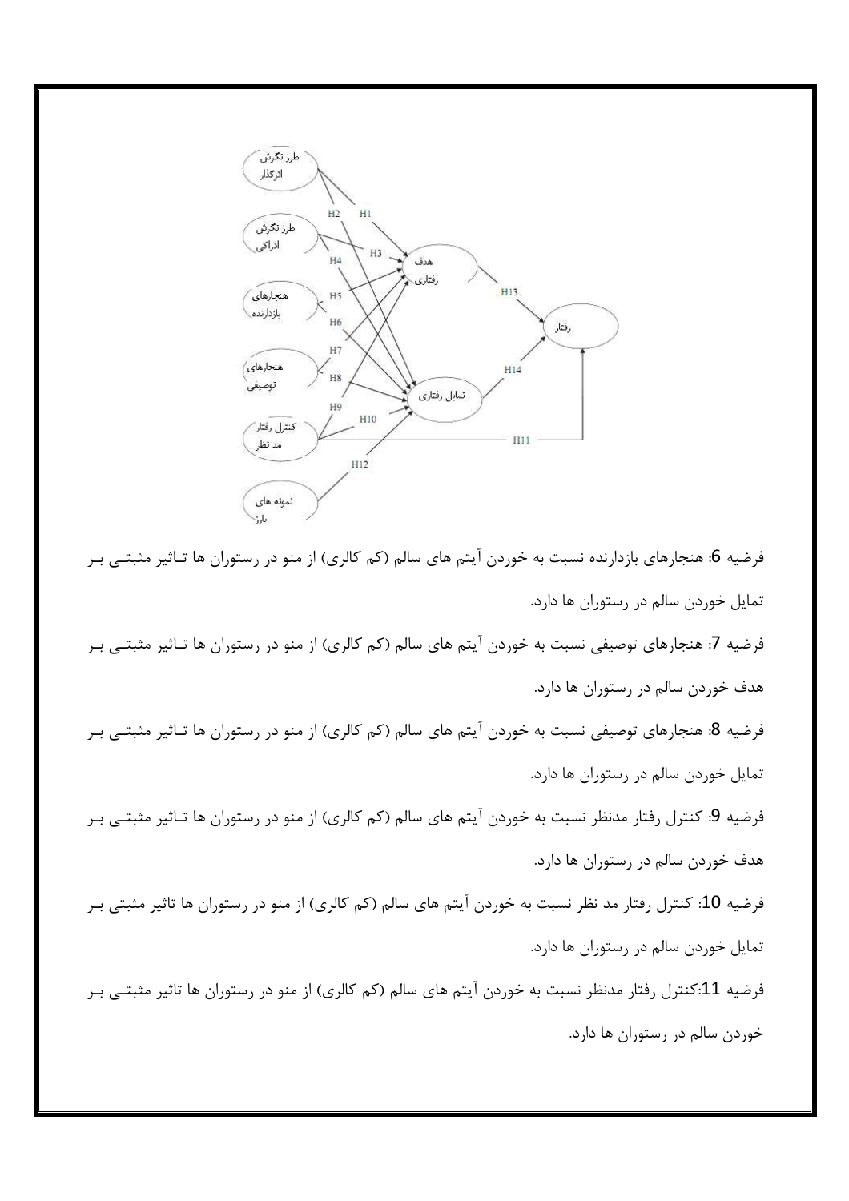فرضیه 6: هنجارهای بازدارنده نسبت به خوردن آیتم های سالم (کم کالری) از منو در رستوران ها تـاثیر مثبتـی بـر تمایل خوردن سالم در رستوران ها دارد.

فرضیه 7: هنجارهای توصیفی نسبت به خوردن آیتم های سالم (کم کالری) از منو در رستوران ها تـاثیر مثبتـی بـر هدف خوردن سالم در رستوران ها دارد.

فرضیه 8: هنجارهای توصیفی نسبت به خوردن آیتم های سالم (کم کالری) از منو در رستوران ها تـاثیر مثبتـی بـر تمایل خوردن سالم در رستوران ها دارد.

فرضیه 9: کنترل رفتار مدنظر نسبت به خوردن آیتم های سالم (کم کالری) از منو در رستوران ها تـاثیر مثبتـی بـر هدف خوردن سالم در رستوران ها دارد.

فرضیه 10: کنترل رفتار مد نظر نسبت به خوردن آیتم های سالم (کم کالری) از منو در رستوران ها تاثیر مثبتی بـر تمایل خوردن سالم در رستوران ها دارد.

فرضیه 11:کنترل رفتار مدنظر نسبت به خوردن آیتم های سالم (کم کالری) از منو در رستوران ها تاثیر مثبتـی بـر خوردن سالم در رستوران ها دارد.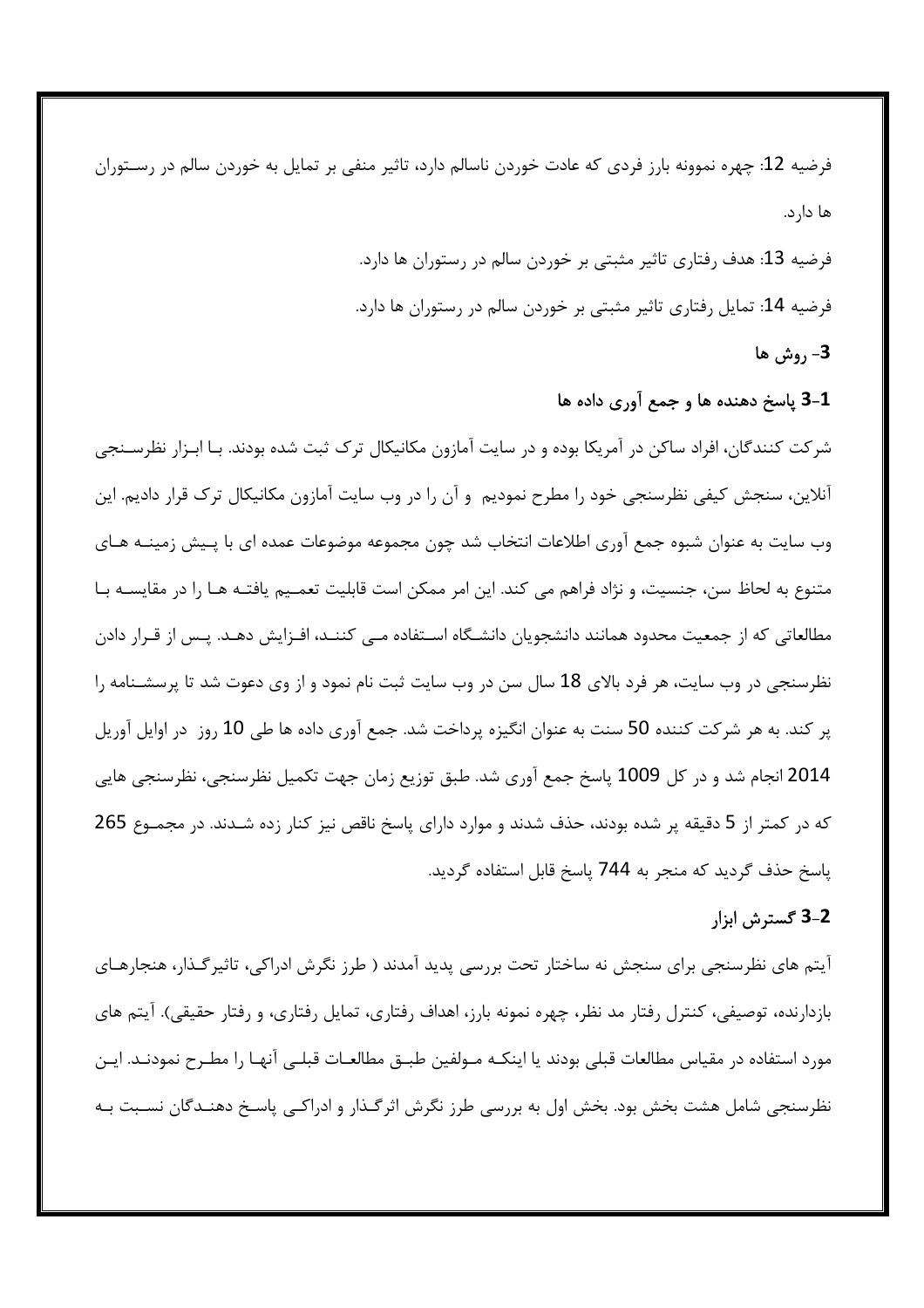فرضیه 12: چهره نموونه بارز فردی که عادت خوردن ناسالم دارد، تاثیر منفی بر تمایل به خوردن سالم در رستوران ها دارد.

فرضیه 13: هدف رفتاری تاثیر مثبتی بر خوردن سالم در رستوران ها دارد.

فرضیه 14: تمایل رفتاری تاثیر مثبتی بر خوردن سالم در رستوران ها دارد.

## 3- روش ها

### 3-1 پاسخ دهنده ها و جمع آوری داده ها

شرکت کنندگان، افراد ساکن در آمریکا بوده و در سایت آمازون مکانیکال ترک ثبت شده بودند. با ابزار نظرسنجی آنلاین، سنجش کیفی نظرسنجی خود را مطرح نمودیم و آن را در وب سایت آمازون مکانیکال ترک قرار دادیم. این وب سایت به عنوان شبوه جمع آوری اطلاعات انتخاب شد چون مجموعه موضوعات عمده ای با پیش زمینه های متنوع به لحاظ سن، جنسیت، و نژاد فراهم می کند. این امر ممکن است قابلیت تعمیم یافته ها را در مقایسه با مطالعاتی که از جمعیت محدود همانند دانشجویان دانشگاه استفاده می کنند، افزایش دهد. پس از قرار دادن نظرسنجی در وب سایت، هر فرد بالای 18 سال سن در وب سایت ثبت نام نمود و از وی دعوت شد تا پرسشنامه را پر کند. به هر شرکت کننده 50 سنت به عنوان انگیزه پرداخت شد. جمع آوری داده ها طی 10 روز در اوایل آوریل 2014 انجام شد و در کل 1009 پاسخ جمع آوری شد. طبق توزیع زمان جهت تکمیل نظرسنجی، نظرسنجی هایی که در کمتر از 5 دقیقه پر شده بودند، حذف شدند و موارد دارای پاسخ ناقص نیز کنار زده شدند. در مجموع 265 پاسخ حذف گردید که منجر به 744 پاسخ قابل استفاده گردید.

### 3-2 گسترش ابزار

آیتم های نظرسنجی برای سنجش نه ساختار تحت بررسی پدید آمدند ( طرز نگرش ادراکی، تاثیرگذار، هنجارهای بازدارنده، توصیفی، کنترل رفتار مد نظر، چهره نمونه بارز، اهداف رفتاری، تمایل رفتاری، و رفتار حقیقی). آیتم های مورد استفاده در مقیاس مطالعات قبلی بودند یا اینکه مولفین طبق مطالعات قبلی آنها را مطرح نمودند. این نظرسنجی شامل هشت بخش بود. بخش اول به بررسی طرز نگرش اثرگذار و ادراکی پاسخ دهندگان نسبت به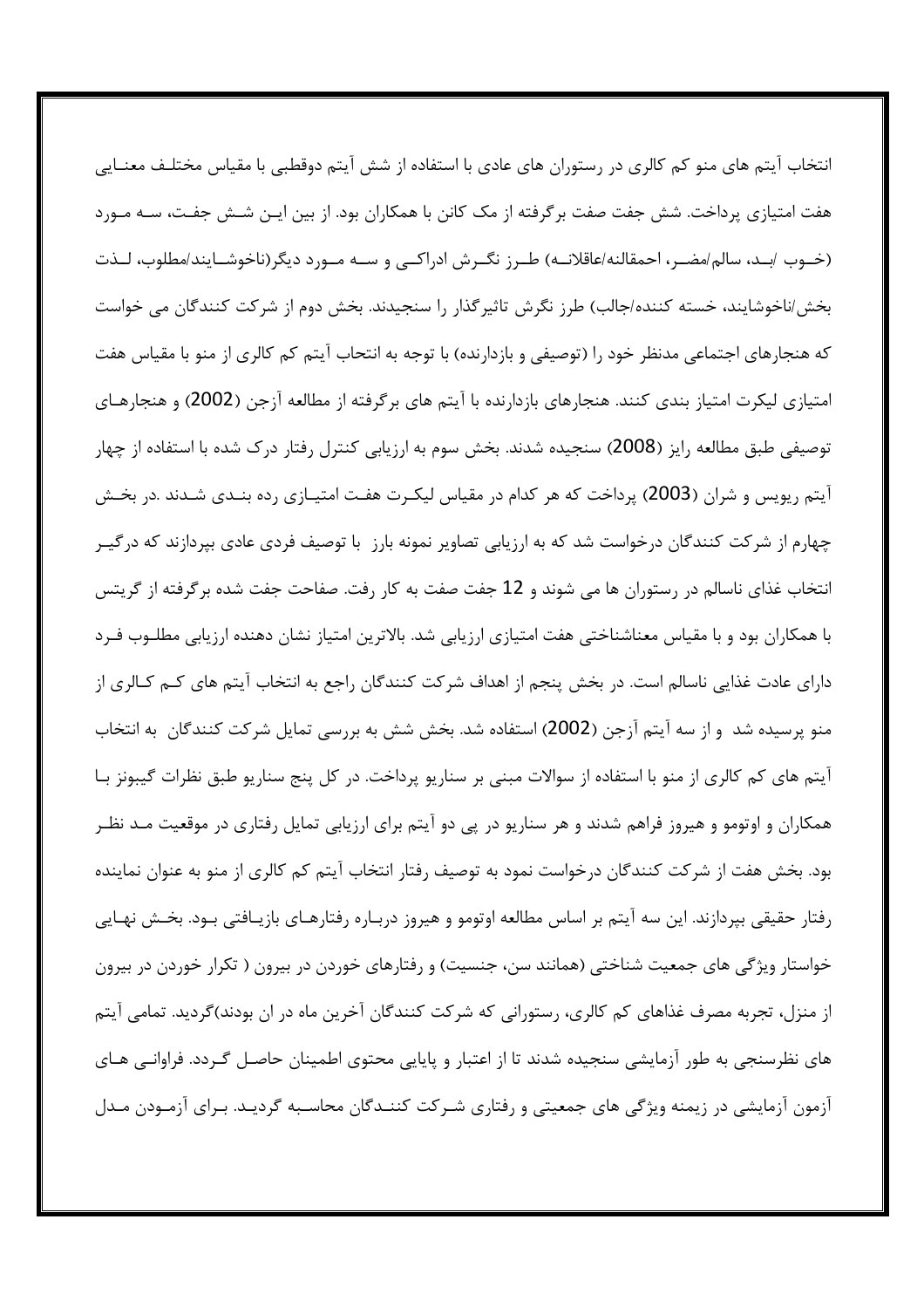انتخاب آیتم های منو کم کالری در رستوران های عادی با استفاده از شش آیتم دوقطبی با مقیاس مختلف معنایی هفت امتیازی پرداخت. شش جفت صفت برگرفته از مک کانن با همکاران بود. از بین این شش جفت، سه مورد (خوب /بد، سالم/مضر، احمقالنه/عاقلانه) طرز نگرش ادراکی و سه مورد دیگر(ناخوشایند/مطلوب، لذت بخش/ناخوشایند، خسته کننده/جالب) طرز نگرش تاثیرگذار را سنجیدند. بخش دوم از شرکت کنندگان می خواست که هنجارهای اجتماعی مدنظر خود را (توصیفی و بازدارنده) با توجه به انتحاب آیتم کم کالری از منو با مقیاس هفت امتیازی لیکرت امتیاز بندی کنند. هنجارهای بازدارنده با آیتم های برگرفته از مطالعه آزجن (2002) و هنجارهای توصیفی طبق مطالعه رایز (2008) سنجیده شدند. بخش سوم به ارزیابی کنترل رفتار درک شده با استفاده از چهار آیتم ریویس و شران (2003) پرداخت که هر کدام در مقیاس لیکرت هفت امتیازی رده بندی شدند .در بخش چهارم از شرکت کنندگان درخواست شد که به ارزیابی تصاویر نمونه بارز با توصیف فردی عادی بپردازند که درگیر انتخاب غذای ناسالم در رستوران ها می شوند و 12 جفت صفت به کار رفت. صفاحت جفت شده برگرفته از گریتس با همکاران بود و با مقیاس معناشناختی هفت امتیازی ارزیابی شد. بالاترین امتیاز نشان دهنده ارزیابی مطلوب فرد دارای عادت غذایی ناسالم است. در بخش پنجم از اهداف شرکت کنندگان راجع به انتخاب آیتم های کم کالری از منو پرسیده شد و از سه آیتم آزجن (2002) استفاده شد. بخش شش به بررسی تمایل شرکت کنندگان به انتخاب آیتم های کم کالری از منو با استفاده از سوالات مبنی بر سناریو پرداخت. در کل پنج سناریو طبق نظرات گیبونز با همکاران و اوتومو و هیروز فراهم شدند و هر سناریو در پی دو آیتم برای ارزیابی تمایل رفتاری در موقعیت مد نظر بود. بخش هفت از شرکت کنندگان درخواست نمود به توصیف رفتار انتخاب آیتم کم کالری از منو به عنوان نماینده رفتار حقیقی بپردازند. این سه آیتم بر اساس مطالعه اوتومو و هیروز درباره رفتارهای بازیافتی بود. بخش نهایی خواستار ویژگی های جمعیت شناختی (همانند سن، جنسیت) و رفتارهای خوردن در بیرون ( تکرار خوردن در بیرون از منزل، تجربه مصرف غذاهای کم کالری، رستورانی که شرکت کنندگان آخرین ماه در ان بودند)گردید. تمامی آیتم های نظرسنجی به طور آزمایشی سنجیده شدند تا از اعتبار و پایایی محتوی اطمینان حاصل گردد. فراوانی های آزمون آزمایشی در زیمنه ویژگی های جمعیتی و رفتاری شرکت کنندگان محاسبه گردید. برای آزمودن مدل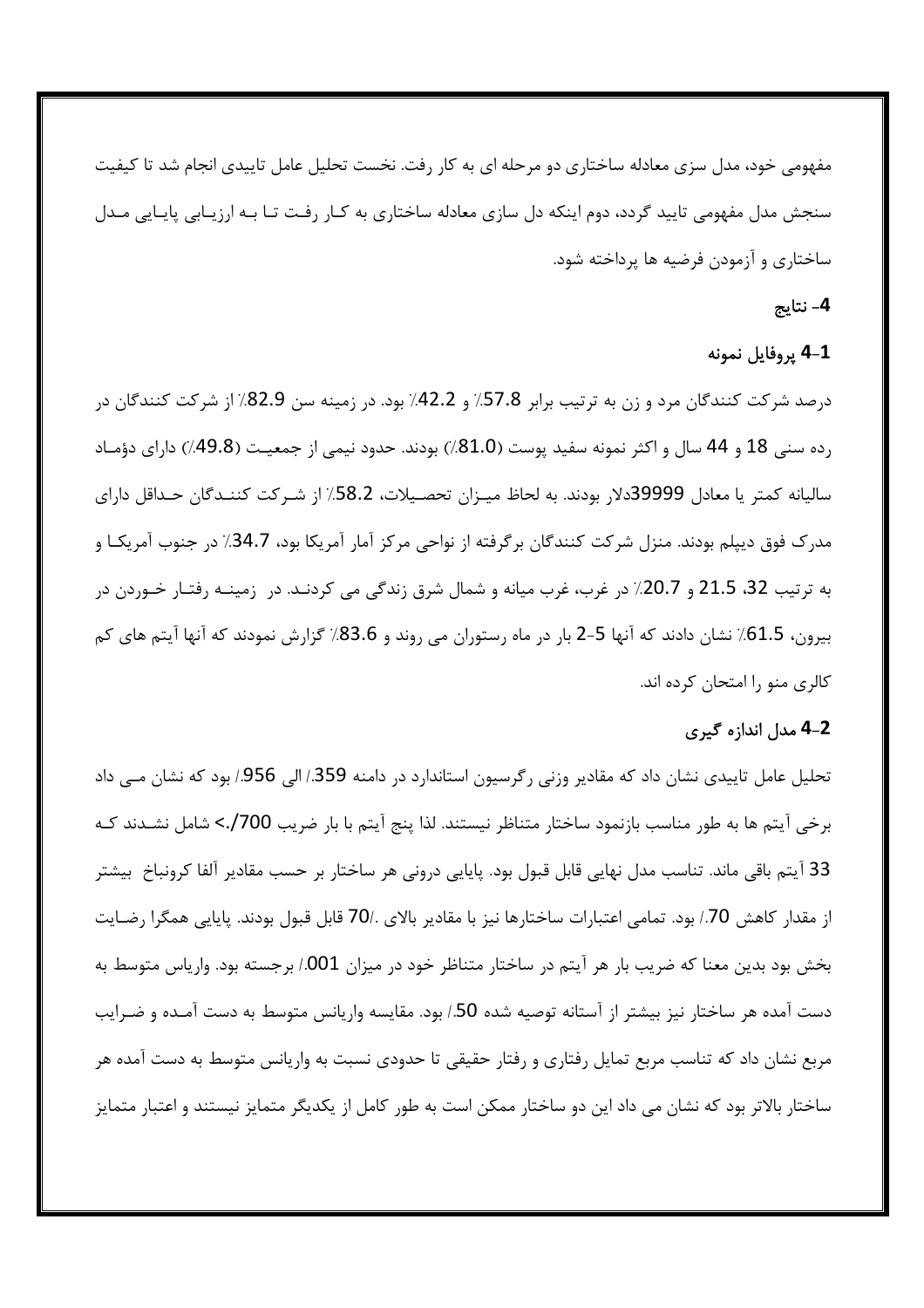مفهومی خود، مدل سزی معادله ساختاری دو مرحله ای به کار رفت. نخست تحلیل عامل تاییدی انجام شد تا کیفیت سنجش مدل مفهومی تایید گردد، دوم اینکه دل سازی معادله ساختاری به کـار رفـت تـا بـه ارزیـابی پایـایی مـدل ساختاری و آزمودن فرضیه ها پرداخته شود.

## 4- نتایج

### 4-1 پروفایل نمونه

درصد شرکت کنندگان مرد و زن به ترتیب برابر 57.8٪ و 42.2٪ بود. در زمینه سن 82.9٪ از شرکت کنندگان در رده سنی 18 و 44 سال و اکثر نمونه سفید پوست (81.0٪) بودند. حدود نیمی از جمعیـت (49.8٪) دارای دؤمـاد سالیانه کمتر یا معادل 39999دلار بودند. به لحاظ میـزان تحصـیلات، 58.2٪ از شـرکت کننـدگان حـداقل دارای مدرک فوق دیپلم بودند. منزل شرکت کنندگان برگرفته از نواحی مرکز آمار آمریکا بود، 34.7٪ در جنوب آمریکـا و به ترتیب 32، 21.5 و 20.7٪ در غرب، غرب میانه و شمال شرق زندگی می کردنـد. در زمینـه رفتـار خـوردن در بیرون، 61.5٪ نشان دادند که آنها 5-2 بار در ماه رستوران می روند و 83.6٪ گزارش نمودند که آنها آیتم های کم کالری منو را امتحان کرده اند.

### 4-2 مدل اندازه گیری

تحلیل عامل تاییدی نشان داد که مقادیر وزنی رگرسیون استاندارد در دامنه 359./ الی 956./ بود که نشان مـی داد برخی آیتم ها به طور مناسب بازنمود ساختار متناظر نیستند. لذا پنج آیتم با بار ضریب 700/.> شامل نشـدند کـه 33 آیتم باقی ماند. تناسب مدل نهایی قابل قبول بود. پایایی درونی هر ساختار بر حسب مقادیر آلفا کرونباخ بیشتر از مقدار کاهش 70./ بود. تمامی اعتبارات ساختارها نیز با مقادیر بالای ./70 قابل قبول بودند. پایایی همگرا رضـایت بخش بود بدین معنا که ضریب بار هر آیتم در ساختار متناظر خود در میزان 001./ برجسته بود. واریاس متوسط به دست آمده هر ساختار نیز بیشتر از آستانه توصیه شده 50./ بود. مقایسه واریانس متوسط به دست آمـده و ضـرایب مربع نشان داد که تناسب مربع تمایل رفتاری و رفتار حقیقی تا حدودی نسبت به واریانس متوسط به دست آمده هر ساختار بالاتر بود که نشان می داد این دو ساختار ممکن است به طور کامل از یکدیگر متمایز نیستند و اعتبار متمایز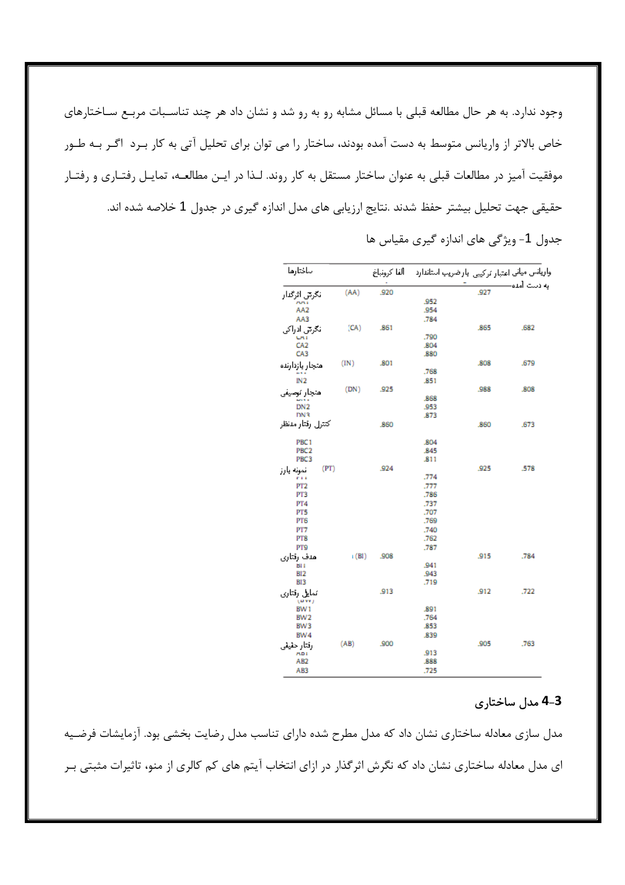وجود ندارد. به هر حال مطالعه قبلی با مسائل مشابه رو به رو شد و نشان داد هر چند تناسبات مربع ساختارهای خاص بالاتر از واریانس متوسط به دست آمده بودند، ساختار را می توان برای تحلیل آتی به کار برد اگر به طور موفقیت آمیز در مطالعات قبلی به عنوان ساختار مستقل به کار روند. لذا در این مطالعه، تمایل رفتاری و رفتار حقیقی جهت تحلیل بیشتر حفظ شدند .نتایج ارزیابی های مدل اندازه گیری در جدول 1 خلاصه شده اند.

جدول 1- ویژگی های اندازه گیری مقیاس ها

| ساختارها | | الفا کرونباخ | بارضریب استاندارد | اعتبار ترکیبی | واریانس میانی به دست آمده |
|---|---|---|---|---|---|
| نگرش اثرگذار | (AA) | .920 | | .927 | |
| AA1 | | | .952 | | |
| AA2 | | | .954 | | |
| AA3 | | | .784 | | |
| نگرش ادراکی | (CA) | .861 | | .865 | .682 |
| CA1 | | | .790 | | |
| CA2 | | | .804 | | |
| CA3 | | | .880 | | |
| هنجار بازدارنده | (IN) | .801 | | .808 | .679 |
| IN1 | | | .768 | | |
| IN2 | | | .851 | | |
| هنجار توصیفی | (DN) | .925 | | .988 | .808 |
| DN1 | | | .868 | | |
| DN2 | | | .953 | | |
| DN3 | | | .873 | | |
| کنترل رفتار مدنظر | | .860 | | .860 | .673 |
| PBC1 | | | .804 | | |
| PBC2 | | | .845 | | |
| PBC3 | | | .811 | | |
| نمونه بارز | (PT) | .924 | | .925 | .578 |
| PT1 | | | .774 | | |
| PT2 | | | .777 | | |
| PT3 | | | .786 | | |
| PT4 | | | .737 | | |
| PT5 | | | .707 | | |
| PT6 | | | .769 | | |
| PT7 | | | .740 | | |
| PT8 | | | .762 | | |
| PT9 | | | .787 | | |
| هدف رفتاری | (BI) | .908 | | .915 | .784 |
| BI1 | | | .941 | | |
| BI2 | | | .943 | | |
| BI3 | | | .719 | | |
| تمایل رفتاری (BW) | | .913 | | .912 | .722 |
| BW1 | | | .891 | | |
| BW2 | | | .764 | | |
| BW3 | | | .853 | | |
| BW4 | | | .839 | | |
| رفتار حقیقی | (AB) | .900 | | .905 | .763 |
| AB1 | | | .913 | | |
| AB2 | | | .888 | | |
| AB3 | | | .725 | | |

## 4-3 مدل ساختاری

مدل سازی معادله ساختاری نشان داد که مدل مطرح شده دارای تناسب مدل رضایت بخشی بود. آزمایشات فرضیه ای مدل معادله ساختاری نشان داد که نگرش اثرگذار در ازای انتخاب آیتم های کم کالری از منو، تاثیرات مثبتی بر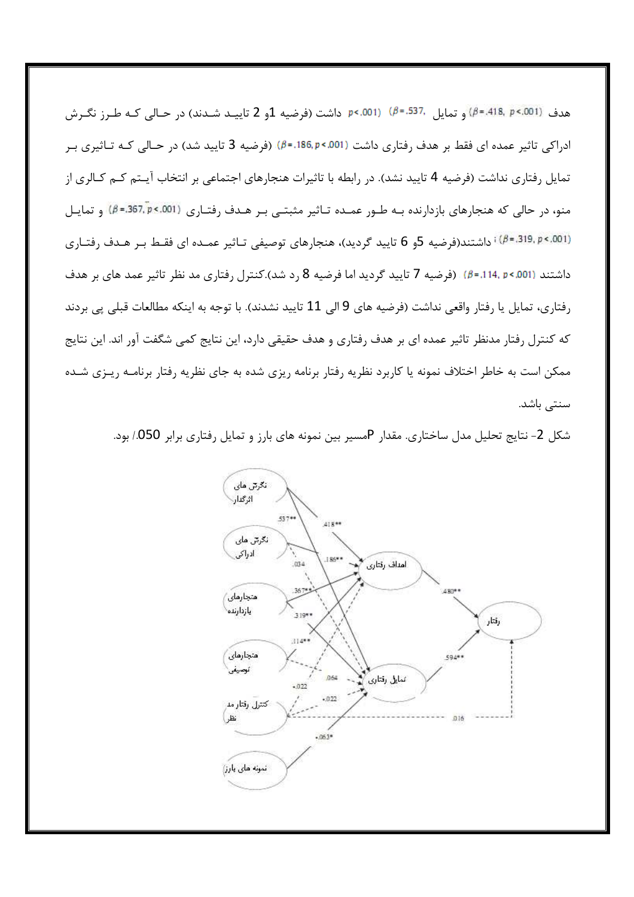هدف ($\beta$=.418, $p$<.001) و تمایل ($\beta$=.537, $p$<.001) داشت (فرضیه 1و 2 تایید شدند) در حالی که طرز نگرش ادراکی تاثیر عمده ای فقط بر هدف رفتاری داشت ($\beta$=.186, $p$<.001) (فرضیه 3 تایید شد) در حالی که تاثیری بر تمایل رفتاری نداشت (فرضیه 4 تایید نشد). در رابطه با تاثیرات هنجارهای اجتماعی بر انتخاب آیتم کم کالری از منو، در حالی که هنجارهای بازدارنده به طور عمده تاثیر مثبتی بر هدف رفتاری ($\beta$=.367, $p$<.001) و تمایل ($\beta$=.319, $p$<.001) داشتند(فرضیه 5و 6 تایید گردید)، هنجارهای توصیفی تاثیر عمده ای فقط بر هدف رفتاری داشتند ($\beta$=.114, $p$<.001) (فرضیه 7 تایید گردید اما فرضیه 8 رد شد).کنترل رفتاری مد نظر تاثیر عمد های بر هدف رفتاری، تمایل یا رفتار واقعی نداشت (فرضیه های 9 الی 11 تایید نشدند). با توجه به اینکه مطالعات قبلی پی بردند که کنترل رفتار مدنظر تاثیر عمده ای بر هدف رفتاری و هدف حقیقی دارد، این نتایج کمی شگفت آور اند. این نتایج ممکن است به خاطر اختلاف نمونه یا کاربرد نظریه رفتار برنامه ریزی شده به جای نظریه رفتار برنامه ریزی شده سنتی باشد.

شکل 2- نتایج تحلیل مدل ساختاری. مقدار Pمسیر بین نمونه های بارز و تمایل رفتاری برابر 050./ بود.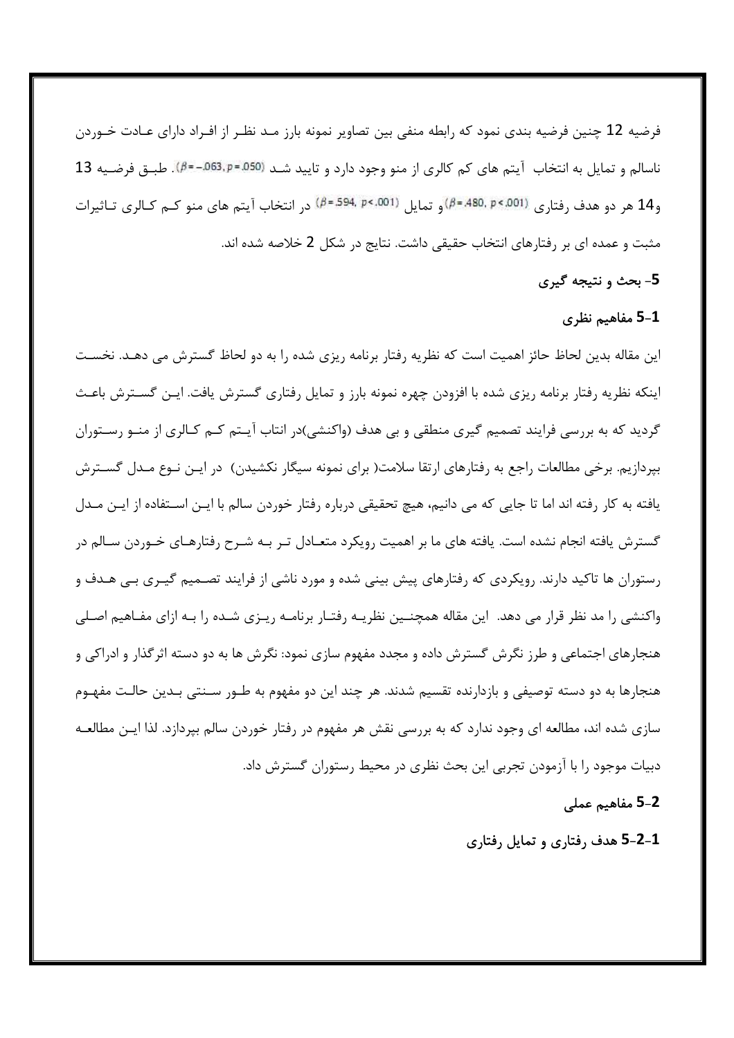فرضیه 12 چنین فرضیه بندی نمود که رابطه منفی بین تصاویر نمونه بارز مـد نظـر از افـراد دارای عـادت خـوردن ناسالم و تمایل به انتخاب آیتم های کم کالری از منو وجود دارد و تایید شـد ($\beta = -.063, p = .050$). طبـق فرضـیه 13 و14 هر دو هدف رفتاری ($\beta = .480, p < .001$)و تمایل ($\beta = .594, p < .001$) در انتخاب آیتم های منو کـم کـالری تـاثیرات مثبت و عمده ای بر رفتارهای انتخاب حقیقی داشت. نتایج در شکل 2 خلاصه شده اند.

## 5- بحث و نتیجه گیری

### 5-1 مفاهیم نظری

این مقاله بدین لحاظ حائز اهمیت است که نظریه رفتار برنامه ریزی شده را به دو لحاظ گسترش می دهـد. نخسـت اینکه نظریه رفتار برنامه ریزی شده با افزودن چهره نمونه بارز و تمایل رفتاری گسترش یافت. ایـن گسـترش باعـث گردید که به بررسی فرایند تصمیم گیری منطقی و بی هدف (واکنشی)در انتاب آیـتم کـم کـالری از منـو رسـتوران بپردازیم. برخی مطالعات راجع به رفتارهای ارتقا سلامت( برای نمونه سیگار نکشیدن) در ایـن نـوع مـدل گسـترش یافته به کار رفته اند اما تا جایی که می دانیم، هیچ تحقیقی درباره رفتار خوردن سالم با ایـن اسـتفاده از ایـن مـدل گسترش یافته انجام نشده است. یافته های ما بر اهمیت رویکرد متعـادل تـر بـه شـرح رفتارهـای خـوردن سـالم در رستوران ها تاکید دارند. رویکردی که رفتارهای پیش بینی شده و مورد ناشی از فرایند تصـمیم گیـری بـی هـدف و واکنشی را مد نظر قرار می دهد. این مقاله همچنـین نظریـه رفتـار برنامـه ریـزی شـده را بـه ازای مفـاهیم اصـلی هنجارهای اجتماعی و طرز نگرش گسترش داده و مجدد مفهوم سازی نمود: نگرش ها به دو دسته اثرگذار و ادراکی و هنجارها به دو دسته توصیفی و بازدارنده تقسیم شدند. هر چند این دو مفهوم به طـور سـنتی بـدین حالـت مفهـوم سازی شده اند، مطالعه ای وجود ندارد که به بررسی نقش هر مفهوم در رفتار خوردن سالم بپردازد. لذا ایـن مطالعـه دبیات موجود را با آزمودن تجربی این بحث نظری در محیط رستوران گسترش داد.

### 5-2 مفاهیم عملی

#### 5-2-1 هدف رفتاری و تمایل رفتاری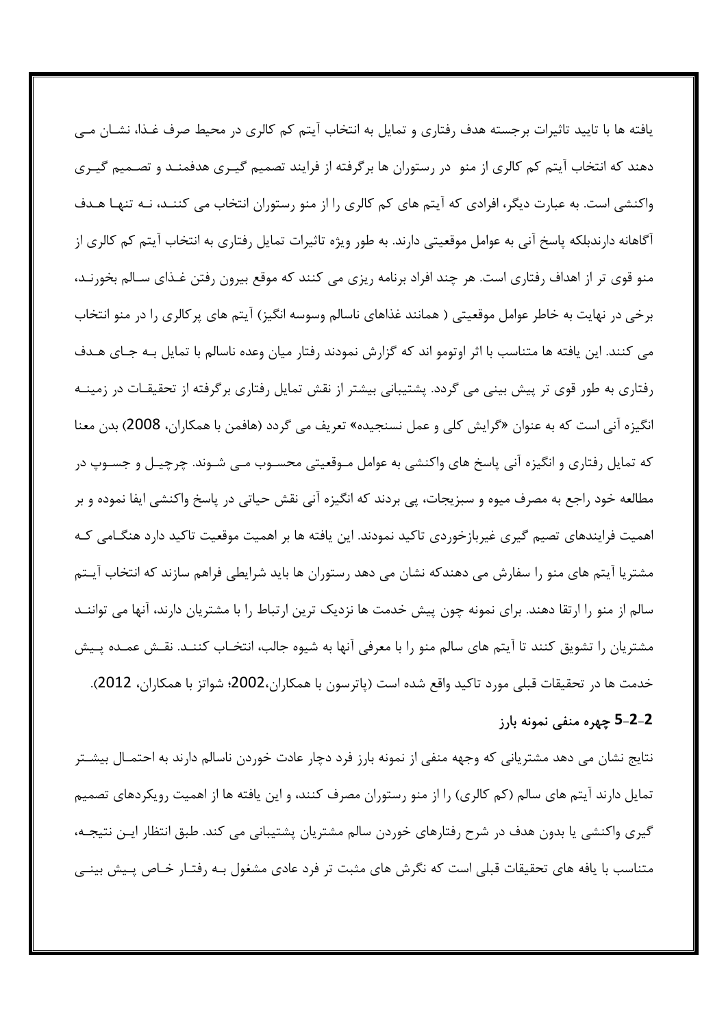یافته ها با تایید تاثیرات برجسته هدف رفتاری و تمایل به انتخاب آیتم کم کالری در محیط صرف غـذا، نشـان مـی دهند که انتخاب آیتم کم کالری از منو در رستوران ها برگرفته از فرایند تصمیم گیـری هدفمنـد و تصـمیم گیـری واکنشی است. به عبارت دیگر، افرادی که آیتم های کم کالری را از منو رستوران انتخاب می کننـد، نـه تنهـا هـدف آگاهانه دارندبلکه پاسخ آنی به عوامل موقعیتی دارند. به طور ویژه تاثیرات تمایل رفتاری به انتخاب آیتم کم کالری از منو قوی تر از اهداف رفتاری است. هر چند افراد برنامه ریزی می کنند که موقع بیرون رفتن غـذای سـالم بخورنـد، برخی در نهایت به خاطر عوامل موقعیتی ( همانند غذاهای ناسالم وسوسه انگیز) آیتم های پرکالری را در منو انتخاب می کنند. این یافته ها متناسب با اثر اوتومو اند که گزارش نمودند رفتار میان وعده ناسالم با تمایل بـه جـای هـدف رفتاری به طور قوی تر پیش بینی می گردد. پشتیبانی بیشتر از نقش تمایل رفتاری برگرفته از تحقیقـات در زمینـه انگیزه آنی است که به عنوان «گرایش کلی و عمل نسنجیده» تعریف می گردد (هافمن با همکاران، 2008) بدن معنا که تمایل رفتاری و انگیزه آنی پاسخ های واکنشی به عوامل مـوقعیتی محسـوب مـی شـوند. چرچیـل و جسـوپ در مطالعه خود راجع به مصرف میوه و سبزیجات، پی بردند که انگیزه آنی نقش حیاتی در پاسخ واکنشی ایفا نموده و بر اهمیت فرایندهای تصمیم گیری غیربازخوردی تاکید نمودند. این یافته ها بر اهمیت موقعیت تاکید دارد هنگـامی کـه مشتریا آیتم های منو را سفارش می دهندکه نشان می دهد رستوران ها باید شرایطی فراهم سازند که انتخاب آیـتم سالم از منو را ارتقا دهند. برای نمونه چون پیش خدمت ها نزدیک ترین ارتباط را با مشتریان دارند، آنها می تواننـد مشتریان را تشویق کنند تا آیتم های سالم منو را با معرفی آنها به شیوه جالب، انتخـاب کننـد. نقـش عمـده پـیش خدمت ها در تحقیقات قبلی مورد تاکید واقع شده است (پاترسون با همکاران،2002؛ شواتز با همکاران، 2012).

### 5-2-2 چهره منفی نمونه بارز

نتایج نشان می دهد مشتریانی که وجهه منفی از نمونه بارز فرد دچار عادت خوردن ناسالم دارند به احتمـال بیشـتر تمایل دارند آیتم های سالم (کم کالری) را از منو رستوران مصرف کنند، و این یافته ها از اهمیت رویکردهای تصمیم گیری واکنشی یا بدون هدف در شرح رفتارهای خوردن سالم مشتریان پشتیبانی می کند. طبق انتظار ایـن نتیجـه، متناسب با یافه های تحقیقات قبلی است که نگرش های مثبت تر فرد عادی مشغول بـه رفتـار خـاص پـیش بینـی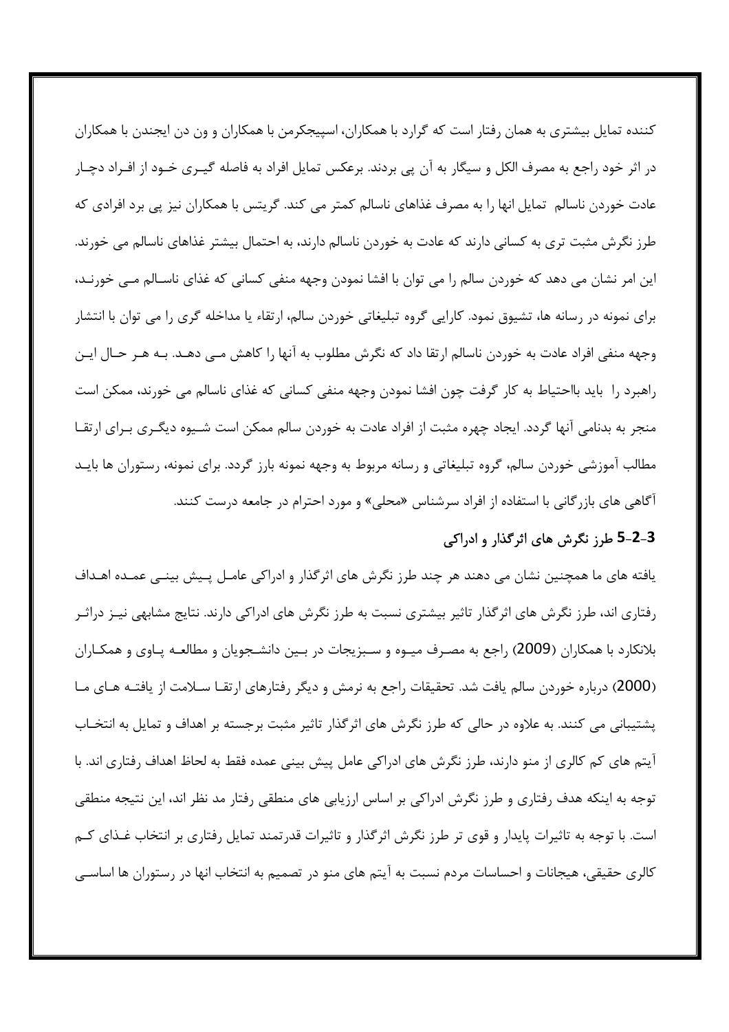کننده تمایل بیشتری به همان رفتار است که گرارد با همکاران، اسپیجکرمن با همکاران و ون دن ایجندن با همکاران در اثر خود راجع به مصرف الکل و سیگار به آن پی بردند. برعکس تمایل افراد به فاصله گیری خود از افراد دچار عادت خوردن ناسالم تمایل انها را به مصرف غذاهای ناسالم کمتر می کند. گریتس با همکاران نیز پی برد افرادی که طرز نگرش مثبت تری به کسانی دارند که عادت به خوردن ناسالم دارند، به احتمال بیشتر غذاهای ناسالم می خورند. این امر نشان می دهد که خوردن سالم را می توان با افشا نمودن وجهه منفی کسانی که غذای ناسالم می خورند، برای نمونه در رسانه ها، تشیوق نمود. کارایی گروه تبلیغاتی خوردن سالم، ارتقاء یا مداخله گری را می توان با انتشار وجهه منفی افراد عادت به خوردن ناسالم ارتقا داد که نگرش مطلوب به آنها را کاهش می دهد. به هر حال این راهبرد را باید بااحتیاط به کار گرفت چون افشا نمودن وجهه منفی کسانی که غذای ناسالم می خورند، ممکن است منجر به بدنامی آنها گردد. ایجاد چهره مثبت از افراد عادت به خوردن سالم ممکن است شیوه دیگری برای ارتقا مطالب آموزشی خوردن سالم، گروه تبلیغاتی و رسانه مربوط به وجهه نمونه بارز گردد. برای نمونه، رستوران ها باید آگاهی های بازرگانی با استفاده از افراد سرشناس «محلی» و مورد احترام در جامعه درست کنند.

### 3-2-5 طرز نگرش های اثرگذار و ادراکی

یافته های ما همچنین نشان می دهند هر چند طرز نگرش های اثرگذار و ادراکی عامل پیش بینی عمده اهداف رفتاری اند، طرز نگرش های اثرگذار تاثیر بیشتری نسبت به طرز نگرش های ادراکی دارند. نتایج مشابهی نیز دراثر بلانکارد با همکاران (2009) راجع به مصرف میوه و سبزیجات در بین دانشجویان و مطالعه پاوی و همکاران (2000) درباره خوردن سالم یافت شد. تحقیقات راجع به نرمش و دیگر رفتارهای ارتقا سلامت از یافته های ما پشتیبانی می کنند. به علاوه در حالی که طرز نگرش های اثرگذار تاثیر مثبت برجسته بر اهداف و تمایل به انتخاب آیتم های کم کالری از منو دارند، طرز نگرش های ادراکی عامل پیش بینی عمده فقط به لحاظ اهداف رفتاری اند. با توجه به اینکه هدف رفتاری و طرز نگرش ادراکی بر اساس ارزیابی های منطقی رفتار مد نظر اند، این نتیجه منطقی است. با توجه به تاثیرات پایدار و قوی تر طرز نگرش اثرگذار و تاثیرات قدرتمند تمایل رفتاری بر انتخاب غذای کم کالری حقیقی، هیجانات و احساسات مردم نسبت به آیتم های منو در تصمیم به انتخاب انها در رستوران ها اساسی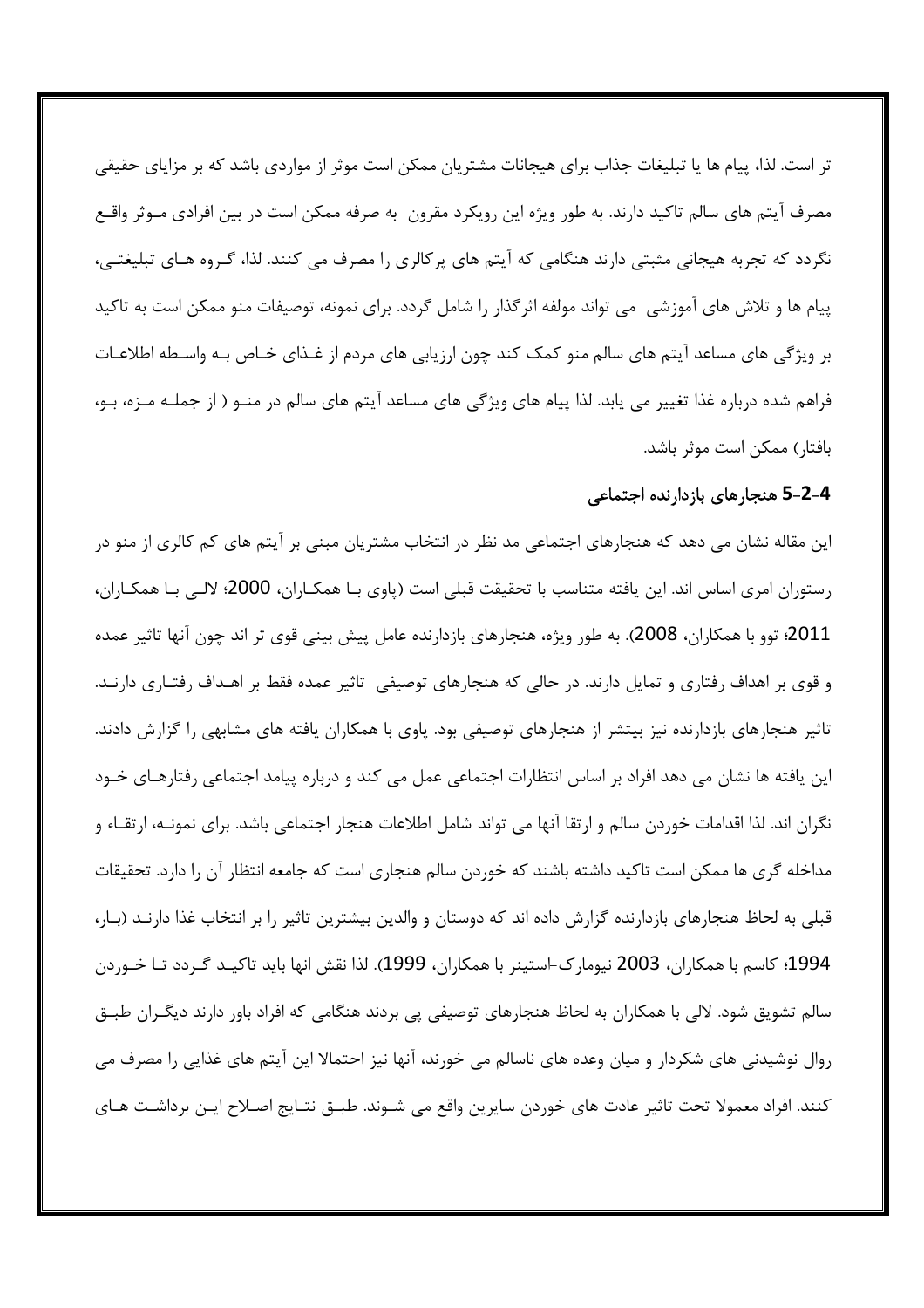تر است. لذا، پیام ها یا تبلیغات جذاب برای هیجانات مشتریان ممکن است موثر از مواردی باشد که بر مزایای حقیقی مصرف آیتم های سالم تاکید دارند. به طور ویژه این رویکرد مقرون به صرفه ممکن است در بین افرادی موثر واقع نگردد که تجربه هیجانی مثبتی دارند هنگامی که آیتم های پرکالری را مصرف می کنند. لذا، گروه های تبلیغتی، پیام ها و تلاش های آموزشی می تواند مولفه اثرگذار را شامل گردد. برای نمونه، توصیفات منو ممکن است به تاکید بر ویژگی های مساعد آیتم های سالم منو کمک کند چون ارزیابی های مردم از غذای خاص به واسطه اطلاعات فراهم شده درباره غذا تغییر می یابد. لذا پیام های ویژگی های مساعد آیتم های سالم در منو ( از جمله مزه، بو، بافتار) ممکن است موثر باشد.

### 4-2-5 هنجارهای بازدارنده اجتماعی

این مقاله نشان می دهد که هنجارهای اجتماعی مد نظر در انتخاب مشتریان مبنی بر آیتم های کم کالری از منو در رستوران امری اساس اند. این یافته متناسب با تحقیقت قبلی است (پاوی با همکاران، 2000؛ لالی با همکاران، 2011؛ توو با همکاران، 2008). به طور ویژه، هنجارهای بازدارنده عامل پیش بینی قوی تر اند چون آنها تاثیر عمده و قوی بر اهداف رفتاری و تمایل دارند. در حالی که هنجارهای توصیفی تاثیر عمده فقط بر اهداف رفتاری دارند. تاثیر هنجارهای بازدارنده نیز بیشتر از هنجارهای توصیفی بود. پاوی با همکاران یافته های مشابهی را گزارش دادند. این یافته ها نشان می دهد افراد بر اساس انتظارات اجتماعی عمل می کند و درباره پیامد اجتماعی رفتارهای خود نگران اند. لذا اقدامات خوردن سالم و ارتقا آنها می تواند شامل اطلاعات هنجار اجتماعی باشد. برای نمونه، ارتقاء و مداخله گری ها ممکن است تاکید داشته باشند که خوردن سالم هنجاری است که جامعه انتظار آن را دارد. تحقیقات قبلی به لحاظ هنجارهای بازدارنده گزارش داده اند که دوستان و والدین بیشترین تاثیر را بر انتخاب غذا دارند (بار، 1994؛ کاسم با همکاران، 2003 نیومارک-استینر با همکاران، 1999). لذا نقش انها باید تاکید گردد تا خوردن سالم تشویق شود. لالی با همکاران به لحاظ هنجارهای توصیفی پی بردند هنگامی که افراد باور دارند دیگران طبق روال نوشیدنی های شکردار و میان وعده های ناسالم می خورند، آنها نیز احتمالا این آیتم های غذایی را مصرف می کنند. افراد معمولا تحت تاثیر عادت های خوردن سایرین واقع می شوند. طبق نتایج اصلاح این برداشت های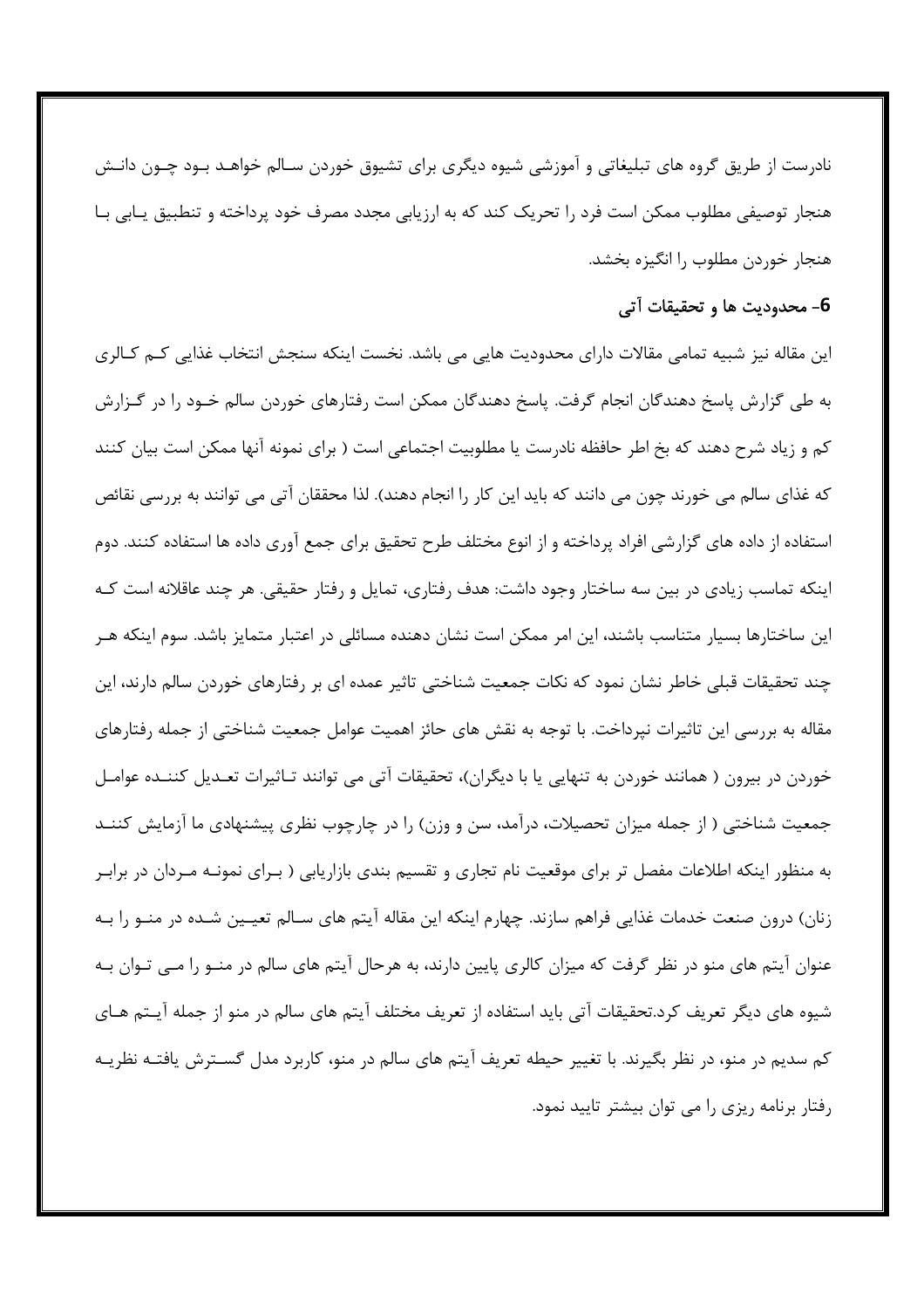نادرست از طریق گروه های تبلیغاتی و آموزشی شیوه دیگری برای تشیوق خوردن سالم خواهد بود چون دانش هنجار توصیفی مطلوب ممکن است فرد را تحریک کند که به ارزیابی مجدد مصرف خود پرداخته و تنطبیق یابی با هنجار خوردن مطلوب را انگیزه بخشد.

## 6- محدودیت ها و تحقیقات آتی

این مقاله نیز شبیه تمامی مقالات دارای محدودیت هایی می باشد. نخست اینکه سنجش انتخاب غذایی کم کالری به طی گزارش پاسخ دهندگان انجام گرفت. پاسخ دهندگان ممکن است رفتارهای خوردن سالم خود را در گزارش کم و زیاد شرح دهند که بخ اطر حافظه نادرست یا مطلوبیت اجتماعی است ( برای نمونه آنها ممکن است بیان کنند که غذای سالم می خورند چون می دانند که باید این کار را انجام دهند). لذا محققان آتی می توانند به بررسی نقائص استفاده از داده های گزارشی افراد پرداخته و از انوع مختلف طرح تحقیق برای جمع آوری داده ها استفاده کنند. دوم اینکه تماسب زیادی در بین سه ساختار وجود داشت: هدف رفتاری، تمایل و رفتار حقیقی. هر چند عاقلانه است که این ساختارها بسیار متناسب باشند، این امر ممکن است نشان دهنده مسائلی در اعتبار متمایز باشد. سوم اینکه هر چند تحقیقات قبلی خاطر نشان نمود که نکات جمعیت شناختی تاثیر عمده ای بر رفتارهای خوردن سالم دارند، این مقاله به بررسی این تاثیرات نپرداخت. با توجه به نقش های حائز اهمیت عوامل جمعیت شناختی از جمله رفتارهای خوردن در بیرون ( همانند خوردن به تنهایی یا با دیگران)، تحقیقات آتی می توانند تاثیرات تعدیل کننده عوامل جمعیت شناختی ( از جمله میزان تحصیلات، درآمد، سن و وزن) را در چارچوب نظری پیشنهادی ما آزمایش کنند به منظور اینکه اطلاعات مفصل تر برای موقعیت نام تجاری و تقسیم بندی بازاریابی ( برای نمونه مردان در برابر زنان) درون صنعت خدمات غذایی فراهم سازند. چهارم اینکه این مقاله آیتم های سالم تعیین شده در منو را به عنوان آیتم های منو در نظر گرفت که میزان کالری پایین دارند، به هرحال آیتم های سالم در منو را می توان به شیوه های دیگر تعریف کرد.تحقیقات آتی باید استفاده از تعریف مختلف آیتم های سالم در منو از جمله آیتم های کم سدیم در منو، در نظر بگیرند. با تغییر حیطه تعریف آیتم های سالم در منو، کاربرد مدل گسترش یافته نظریه رفتار برنامه ریزی را می توان بیشتر تایید نمود.